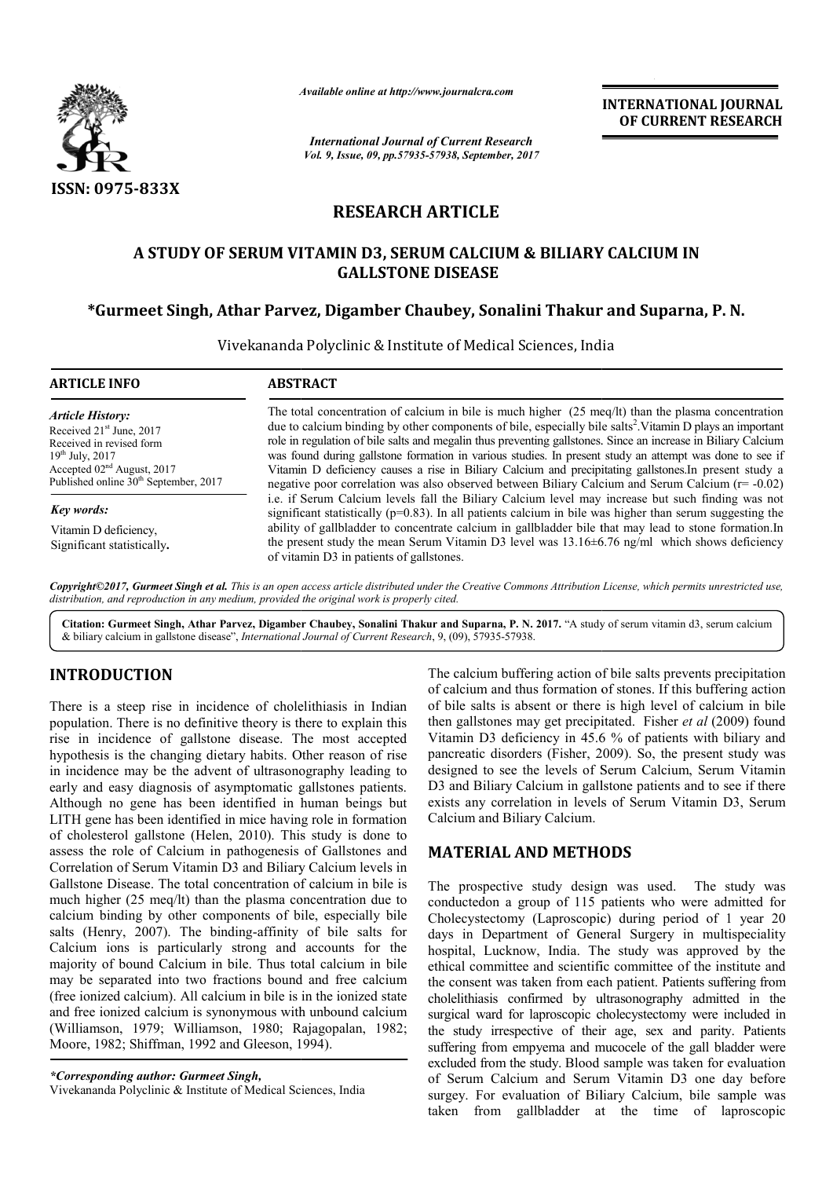# RESEARCH ARTICLE

## A STUDY OF SERUM VITAMIN D3, SERUM CALCIUM & BILIARY CALCIUM IN GALLSTONE DISEASE

**\*Gurmeet Singh, Athar Parvez, Digamber Chaubey, Sonalini Thakur and Suparna, P. N.**

Vivekananda Polyclinic & Institute of Medical Sciences, India

**ARTICLE INFO**

*Article History:*

Received 21st June, 2017
Received in revised form 19th July, 2017
Accepted 02nd August, 2017
Published online 30th September, 2017

*Key words:*

Vitamin D deficiency,
Significant statistically.

**ABSTRACT**

The total concentration of calcium in bile is much higher (25 meq/lt) than the plasma concentration due to calcium binding by other components of bile, especially bile salts[2]. Vitamin D plays an important role in regulation of bile salts and megalin thus preventing gallstones. Since an increase in Biliary Calcium was found during gallstone formation in various studies. In present study an attempt was done to see if Vitamin D deficiency causes a rise in Biliary Calcium and precipitating gallstones. In present study a negative poor correlation was also observed between Biliary Calcium and Serum Calcium ($r = -0.02$) i.e. if Serum Calcium levels fall the Biliary Calcium level may increase but such finding was not significant statistically ($p=0.83$). In all patients calcium in bile was higher than serum suggesting the ability of gallbladder to concentrate calcium in gallbladder bile that may lead to stone formation. In the present study the mean Serum Vitamin D3 level was 13.16±6.76 ng/ml which shows deficiency of vitamin D3 in patients of gallstones.

*Copyright©2017, Gurmeet Singh et al. This is an open access article distributed under the Creative Commons Attribution License, which permits unrestricted use, distribution, and reproduction in any medium, provided the original work is properly cited.*

**Citation: Gurmeet Singh, Athar Parvez, Digamber Chaubey, Sonalini Thakur and Suparna, P. N. 2017.** "A study of serum vitamin d3, serum calcium & biliary calcium in gallstone disease", *International Journal of Current Research*, 9, (09), 57935-57938.

## INTRODUCTION

There is a steep rise in incidence of cholelithiasis in Indian population. There is no definitive theory is there to explain this rise in incidence of gallstone disease. The most accepted hypothesis is the changing dietary habits. Other reason of rise in incidence may be the advent of ultrasonography leading to early and easy diagnosis of asymptomatic gallstones patients. Although no gene has been identified in human beings but LITH gene has been identified in mice having role in formation of cholesterol gallstone (Helen, 2010). This study is done to assess the role of Calcium in pathogenesis of Gallstones and Correlation of Serum Vitamin D3 and Biliary Calcium levels in Gallstone Disease. The total concentration of calcium in bile is much higher (25 meq/lt) than the plasma concentration due to calcium binding by other components of bile, especially bile salts (Henry, 2007). The binding-affinity of bile salts for Calcium ions is particularly strong and accounts for the majority of bound Calcium in bile. Thus total calcium in bile may be separated into two fractions bound and free calcium (free ionized calcium). All calcium in bile is in the ionized state and free ionized calcium is synonymous with unbound calcium (Williamson, 1979; Williamson, 1980; Rajagopalan, 1982; Moore, 1982; Shiffman, 1992 and Gleeson, 1994).

The calcium buffering action of bile salts prevents precipitation of calcium and thus formation of stones. If this buffering action of bile salts is absent or there is high level of calcium in bile then gallstones may get precipitated. Fisher *et al* (2009) found Vitamin D3 deficiency in 45.6 % of patients with biliary and pancreatic disorders (Fisher, 2009). So, the present study was designed to see the levels of Serum Calcium, Serum Vitamin D3 and Biliary Calcium in gallstone patients and to see if there exists any correlation in levels of Serum Vitamin D3, Serum Calcium and Biliary Calcium.

## MATERIAL AND METHODS

The prospective study design was used. The study was conductedon a group of 115 patients who were admitted for Cholecystectomy (Laproscopic) during period of 1 year 20 days in Department of General Surgery in multispeciality hospital, Lucknow, India. The study was approved by the ethical committee and scientific committee of the institute and the consent was taken from each patient. Patients suffering from cholelithiasis confirmed by ultrasonography admitted in the surgical ward for laproscopic cholecystectomy were included in the study irrespective of their age, sex and parity. Patients suffering from empyema and mucocele of the gall bladder were excluded from the study. Blood sample was taken for evaluation of Serum Calcium and Serum Vitamin D3 one day before surgey. For evaluation of Biliary Calcium, bile sample was taken from gallbladder at the time of laproscopic

*\*Corresponding author: Gurmeet Singh,*
Vivekananda Polyclinic & Institute of Medical Sciences, India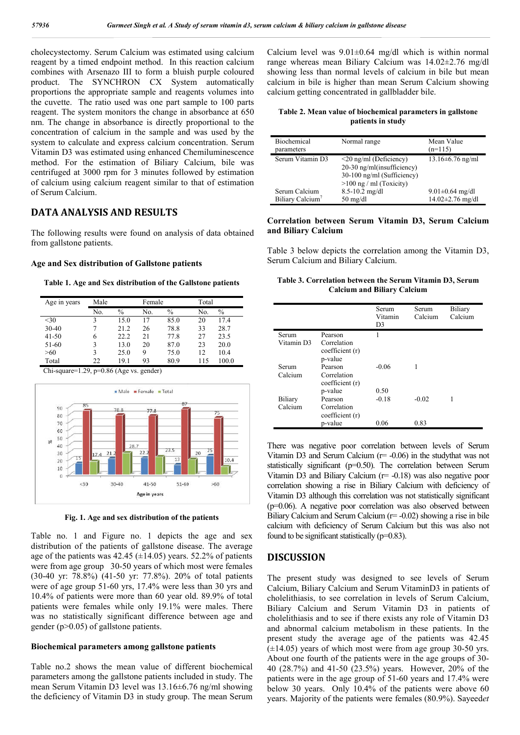cholecystectomy. Serum Calcium was estimated using calcium reagent by a timed endpoint method. In this reaction calcium combines with Arsenazo III to form a bluish purple coloured product. The SYNCHRON CX System automatically proportions the appropriate sample and reagents volumes into the cuvette. The ratio used was one part sample to 100 parts reagent. The system monitors the change in absorbance at 650 nm. The change in absorbance is directly proportional to the concentration of calcium in the sample and was used by the system to calculate and express calcium concentration. Serum Vitamin D3 was estimated using enhanced Chemiluminescence method. For the estimation of Biliary Calcium, bile was centrifuged at 3000 rpm for 3 minutes followed by estimation of calcium using calcium reagent similar to that of estimation of Serum Calcium.

## DATA ANALYSIS AND RESULTS

The following results were found on analysis of data obtained from gallstone patients.

### Age and Sex distribution of Gallstone patients

**Table 1. Age and Sex distribution of the Gallstone patients**

| Age in years | Male | | Female | | Total | |
|---|---|---|---|---|---|---|
| | No. | % | No. | % | No. | % |
| <30 | 3 | 15.0 | 17 | 85.0 | 20 | 17.4 |
| 30-40 | 7 | 21.2 | 26 | 78.8 | 33 | 28.7 |
| 41-50 | 6 | 22.2 | 21 | 77.8 | 27 | 23.5 |
| 51-60 | 3 | 13.0 | 20 | 87.0 | 23 | 20.0 |
| >60 | 3 | 25.0 | 9 | 75.0 | 12 | 10.4 |
| Total | 22 | 19.1 | 93 | 80.9 | 115 | 100.0 |

Chi-square=1.29, p=0.86 (Age vs. gender)

**Fig. 1. Age and sex distribution of the patients**

Table no. 1 and Figure no. 1 depicts the age and sex distribution of the patients of gallstone disease. The average age of the patients was 42.45 (±14.05) years. 52.2% of patients were from age group 30-50 years of which most were females (30-40 yr: 78.8%) (41-50 yr: 77.8%). 20% of total patients were of age group 51-60 yrs, 17.4% were less than 30 yrs and 10.4% of patients were more than 60 year old. 89.9% of total patients were females while only 19.1% were males. There was no statistically significant difference between age and gender (p>0.05) of gallstone patients.

### Biochemical parameters among gallstone patients

Table no.2 shows the mean value of different biochemical parameters among the gallstone patients included in study. The mean Serum Vitamin D3 level was 13.16±6.76 ng/ml showing the deficiency of Vitamin D3 in study group. The mean Serum Calcium level was 9.01±0.64 mg/dl which is within normal range whereas mean Biliary Calcium was 14.02±2.76 mg/dl showing less than normal levels of calcium in bile but mean calcium in bile is higher than mean Serum Calcium showing calcium getting concentrated in gallbladder bile.

**Table 2. Mean value of biochemical parameters in gallstone patients in study**

| Biochemical parameters | Normal range | Mean Value (n=115) |
|---|---|---|
| Serum Vitamin D3 | <20 ng/ml (Deficiency)<br>20-30 ng/ml(insufficiency)<br>30-100 ng/ml (Sufficiency)<br>>100 ng / ml (Toxicity) | 13.16±6.76 ng/ml |
| Serum Calcium | 8.5-10.2 mg/dl | 9.01±0.64 mg/dl |
| Biliary Calcium[7] | 50 mg/dl | 14.02±2.76 mg/dl |

### Correlation between Serum Vitamin D3, Serum Calcium and Biliary Calcium

Table 3 below depicts the correlation among the Vitamin D3, Serum Calcium and Biliary Calcium.

**Table 3. Correlation between the Serum Vitamin D3, Serum Calcium and Biliary Calcium**

| | | Serum Vitamin D3 | Serum Calcium | Biliary Calcium |
|---|---|---|---|---|
| Serum Vitamin D3 | Pearson Correlation coefficient (r) | 1 | | |
| | p-value | | | |
| Serum Calcium | Pearson Correlation coefficient (r) | -0.06 | 1 | |
| | p-value | 0.50 | | |
| Biliary Calcium | Pearson Correlation coefficient (r) | -0.18 | -0.02 | 1 |
| | p-value | 0.06 | 0.83 | |

There was negative poor correlation between levels of Serum Vitamin D3 and Serum Calcium (r= -0.06) in the studythat was not statistically significant (p=0.50). The correlation between Serum Vitamin D3 and Biliary Calcium (r= -0.18) was also negative poor correlation showing a rise in Biliary Calcium with deficiency of Vitamin D3 although this correlation was not statistically significant (p=0.06). A negative poor correlation was also observed between Biliary Calcium and Serum Calcium (r= -0.02) showing a rise in bile calcium with deficiency of Serum Calcium but this was also not found to be significant statistically (p=0.83).

## DISCUSSION

The present study was designed to see levels of Serum Calcium, Biliary Calcium and Serum VitaminD3 in patients of cholelithiasis, to see correlation in levels of Serum Calcium, Biliary Calcium and Serum Vitamin D3 in patients of cholelithiasis and to see if there exists any role of Vitamin D3 and abnormal calcium metabolism in these patients. In the present study the average age of the patients was 42.45 (±14.05) years of which most were from age group 30-50 yrs. About one fourth of the patients were in the age groups of 30-40 (28.7%) and 41-50 (23.5%) years. However, 20% of the patients were in the age group of 51-60 years and 17.4% were below 30 years. Only 10.4% of the patients were above 60 years. Majority of the patients were females (80.9%). Sayeed*et*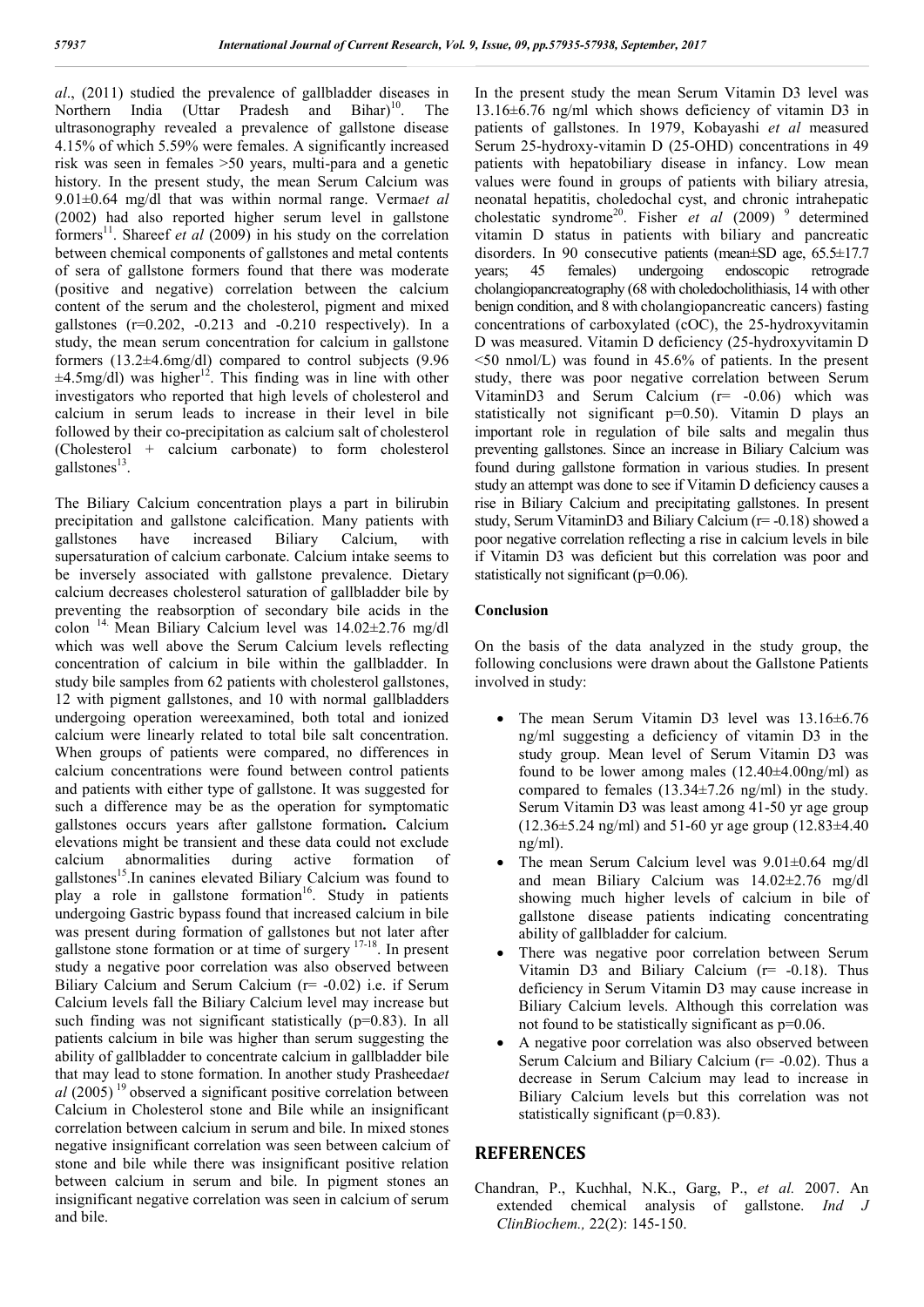*al*., (2011) studied the prevalence of gallbladder diseases in Northern India (Uttar Pradesh and Bihar)[10]. The ultrasonography revealed a prevalence of gallstone disease 4.15% of which 5.59% were females. A significantly increased risk was seen in females >50 years, multi-para and a genetic history. In the present study, the mean Serum Calcium was 9.01±0.64 mg/dl that was within normal range. Verma*et al* (2002) had also reported higher serum level in gallstone formers[11]. Shareef *et al* (2009) in his study on the correlation between chemical components of gallstones and metal contents of sera of gallstone formers found that there was moderate (positive and negative) correlation between the calcium content of the serum and the cholesterol, pigment and mixed gallstones (r=0.202, -0.213 and -0.210 respectively). In a study, the mean serum concentration for calcium in gallstone formers (13.2±4.6mg/dl) compared to control subjects (9.96 ±4.5mg/dl) was higher[12]. This finding was in line with other investigators who reported that high levels of cholesterol and calcium in serum leads to increase in their level in bile followed by their co-precipitation as calcium salt of cholesterol (Cholesterol + calcium carbonate) to form cholesterol gallstones[13].

The Biliary Calcium concentration plays a part in bilirubin precipitation and gallstone calcification. Many patients with gallstones have increased Biliary Calcium, with supersaturation of calcium carbonate. Calcium intake seems to be inversely associated with gallstone prevalence. Dietary calcium decreases cholesterol saturation of gallbladder bile by preventing the reabsorption of secondary bile acids in the colon [14.] Mean Biliary Calcium level was 14.02±2.76 mg/dl which was well above the Serum Calcium levels reflecting concentration of calcium in bile within the gallbladder. In study bile samples from 62 patients with cholesterol gallstones, 12 with pigment gallstones, and 10 with normal gallbladders undergoing operation wereexamined, both total and ionized calcium were linearly related to total bile salt concentration. When groups of patients were compared, no differences in calcium concentrations were found between control patients and patients with either type of gallstone. It was suggested for such a difference may be as the operation for symptomatic gallstones occurs years after gallstone formation**.** Calcium elevations might be transient and these data could not exclude calcium abnormalities during active formation of gallstones[15].In canines elevated Biliary Calcium was found to play a role in gallstone formation[16]. Study in patients undergoing Gastric bypass found that increased calcium in bile was present during formation of gallstones but not later after gallstone stone formation or at time of surgery [17-18]. In present study a negative poor correlation was also observed between Biliary Calcium and Serum Calcium (r= -0.02) i.e. if Serum Calcium levels fall the Biliary Calcium level may increase but such finding was not significant statistically (p=0.83). In all patients calcium in bile was higher than serum suggesting the ability of gallbladder to concentrate calcium in gallbladder bile that may lead to stone formation. In another study Prasheeda*et al* (2005) [19] observed a significant positive correlation between Calcium in Cholesterol stone and Bile while an insignificant correlation between calcium in serum and bile. In mixed stones negative insignificant correlation was seen between calcium of stone and bile while there was insignificant positive relation between calcium in serum and bile. In pigment stones an insignificant negative correlation was seen in calcium of serum and bile.

In the present study the mean Serum Vitamin D3 level was 13.16±6.76 ng/ml which shows deficiency of vitamin D3 in patients of gallstones. In 1979, Kobayashi *et al* measured Serum 25-hydroxy-vitamin D (25-OHD) concentrations in 49 patients with hepatobiliary disease in infancy. Low mean values were found in groups of patients with biliary atresia, neonatal hepatitis, choledochal cyst, and chronic intrahepatic cholestatic syndrome[20]. Fisher *et al* (2009) [9] determined vitamin D status in patients with biliary and pancreatic disorders. In 90 consecutive patients (mean±SD age, 65.5±17.7 years; 45 females) undergoing endoscopic retrograde cholangiopancreatography (68 with choledocholithiasis, 14 with other benign condition, and 8 with cholangiopancreatic cancers) fasting concentrations of carboxylated (cOC), the 25-hydroxyvitamin D was measured. Vitamin D deficiency (25-hydroxyvitamin D <50 nmol/L) was found in 45.6% of patients. In the present study, there was poor negative correlation between Serum VitaminD3 and Serum Calcium (r= -0.06) which was statistically not significant p=0.50). Vitamin D plays an important role in regulation of bile salts and megalin thus preventing gallstones. Since an increase in Biliary Calcium was found during gallstone formation in various studies. In present study an attempt was done to see if Vitamin D deficiency causes a rise in Biliary Calcium and precipitating gallstones. In present study, Serum VitaminD3 and Biliary Calcium (r= -0.18) showed a poor negative correlation reflecting a rise in calcium levels in bile if Vitamin D3 was deficient but this correlation was poor and statistically not significant (p=0.06).

### Conclusion

On the basis of the data analyzed in the study group, the following conclusions were drawn about the Gallstone Patients involved in study:

- The mean Serum Vitamin D3 level was 13.16±6.76 ng/ml suggesting a deficiency of vitamin D3 in the study group. Mean level of Serum Vitamin D3 was found to be lower among males (12.40±4.00ng/ml) as compared to females (13.34±7.26 ng/ml) in the study. Serum Vitamin D3 was least among 41-50 yr age group (12.36±5.24 ng/ml) and 51-60 yr age group (12.83±4.40 ng/ml).
- The mean Serum Calcium level was 9.01±0.64 mg/dl and mean Biliary Calcium was 14.02±2.76 mg/dl showing much higher levels of calcium in bile of gallstone disease patients indicating concentrating ability of gallbladder for calcium.
- There was negative poor correlation between Serum Vitamin D3 and Biliary Calcium (r= -0.18). Thus deficiency in Serum Vitamin D3 may cause increase in Biliary Calcium levels. Although this correlation was not found to be statistically significant as p=0.06.
- A negative poor correlation was also observed between Serum Calcium and Biliary Calcium (r= -0.02). Thus a decrease in Serum Calcium may lead to increase in Biliary Calcium levels but this correlation was not statistically significant (p=0.83).

## REFERENCES

Chandran, P., Kuchhal, N.K., Garg, P., *et al.* 2007. An extended chemical analysis of gallstone. *Ind J ClinBiochem.,* 22(2): 145-150.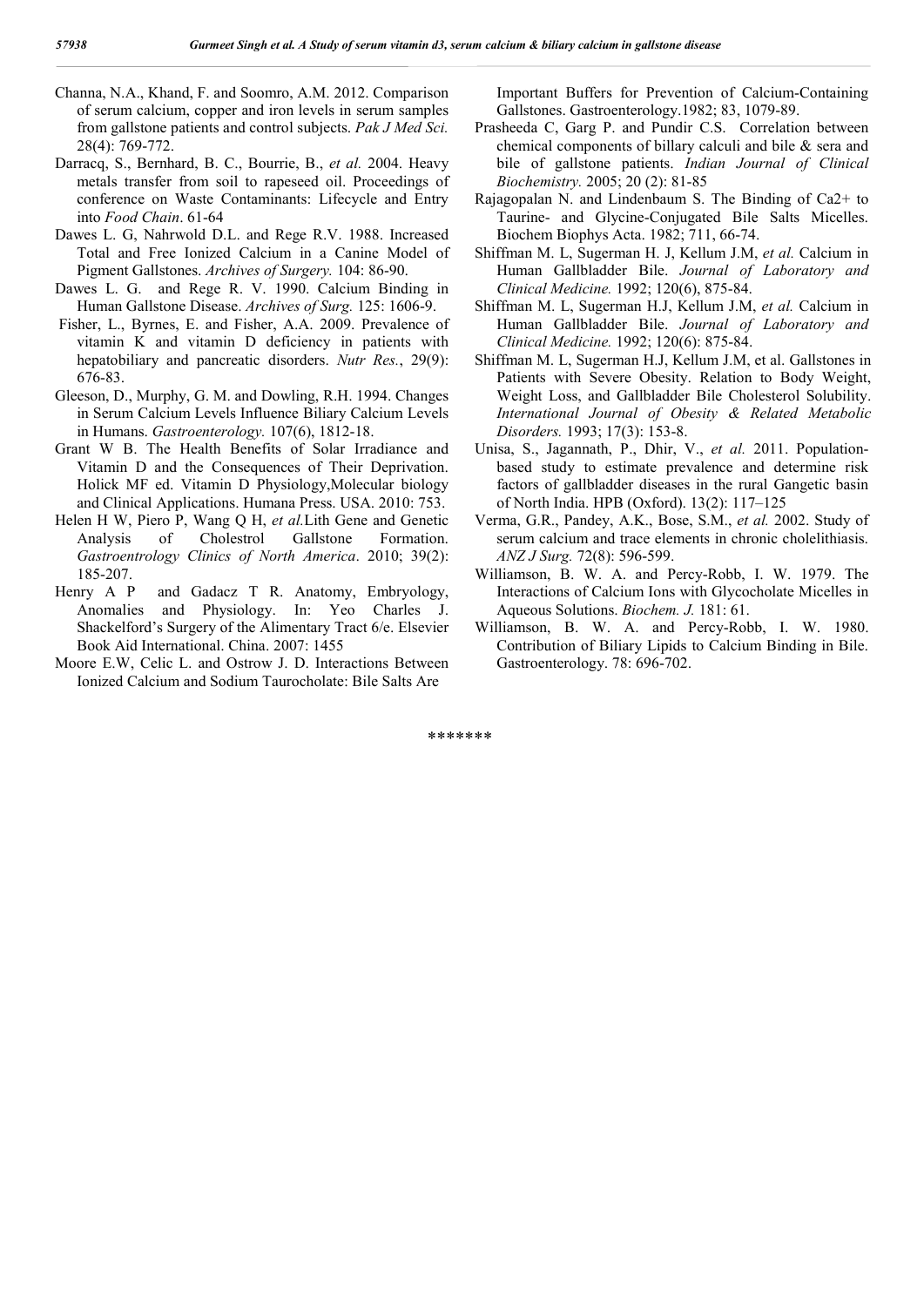Channa, N.A., Khand, F. and Soomro, A.M. 2012. Comparison of serum calcium, copper and iron levels in serum samples from gallstone patients and control subjects. *Pak J Med Sci.* 28(4): 769-772.

Darracq, S., Bernhard, B. C., Bourrie, B., *et al.* 2004. Heavy metals transfer from soil to rapeseed oil. Proceedings of conference on Waste Contaminants: Lifecycle and Entry into *Food Chain*. 61-64

Dawes L. G, Nahrwold D.L. and Rege R.V. 1988. Increased Total and Free Ionized Calcium in a Canine Model of Pigment Gallstones. *Archives of Surgery.* 104: 86-90.

Dawes L. G. and Rege R. V. 1990. Calcium Binding in Human Gallstone Disease. *Archives of Surg.* 125: 1606-9.

Fisher, L., Byrnes, E. and Fisher, A.A. 2009. Prevalence of vitamin K and vitamin D deficiency in patients with hepatobiliary and pancreatic disorders. *Nutr Res.*, 29(9): 676-83.

Gleeson, D., Murphy, G. M. and Dowling, R.H. 1994. Changes in Serum Calcium Levels Influence Biliary Calcium Levels in Humans. *Gastroenterology.* 107(6), 1812-18.

Grant W B. The Health Benefits of Solar Irradiance and Vitamin D and the Consequences of Their Deprivation. Holick MF ed. Vitamin D Physiology,Molecular biology and Clinical Applications. Humana Press. USA. 2010: 753.

Helen H W, Piero P, Wang Q H, *et al.*Lith Gene and Genetic Analysis of Cholestrol Gallstone Formation. *Gastroentrology Clinics of North America*. 2010; 39(2): 185-207.

Henry A P and Gadacz T R. Anatomy, Embryology, Anomalies and Physiology. In: Yeo Charles J. Shackelford's Surgery of the Alimentary Tract 6/e. Elsevier Book Aid International. China. 2007: 1455

Moore E.W, Celic L. and Ostrow J. D. Interactions Between Ionized Calcium and Sodium Taurocholate: Bile Salts Are Important Buffers for Prevention of Calcium-Containing Gallstones. Gastroenterology.1982; 83, 1079-89.

Prasheeda C, Garg P. and Pundir C.S. Correlation between chemical components of billary calculi and bile & sera and bile of gallstone patients. *Indian Journal of Clinical Biochemistry.* 2005; 20 (2): 81-85

Rajagopalan N. and Lindenbaum S. The Binding of Ca2+ to Taurine- and Glycine-Conjugated Bile Salts Micelles. Biochem Biophys Acta. 1982; 711, 66-74.

Shiffman M. L, Sugerman H. J, Kellum J.M, *et al.* Calcium in Human Gallbladder Bile. *Journal of Laboratory and Clinical Medicine.* 1992; 120(6), 875-84.

Shiffman M. L, Sugerman H.J, Kellum J.M, *et al.* Calcium in Human Gallbladder Bile. *Journal of Laboratory and Clinical Medicine.* 1992; 120(6): 875-84.

Shiffman M. L, Sugerman H.J, Kellum J.M, et al. Gallstones in Patients with Severe Obesity. Relation to Body Weight, Weight Loss, and Gallbladder Bile Cholesterol Solubility. *International Journal of Obesity & Related Metabolic Disorders.* 1993; 17(3): 153-8.

Unisa, S., Jagannath, P., Dhir, V., *et al.* 2011. Population-based study to estimate prevalence and determine risk factors of gallbladder diseases in the rural Gangetic basin of North India. HPB (Oxford). 13(2): 117–125

Verma, G.R., Pandey, A.K., Bose, S.M., *et al.* 2002. Study of serum calcium and trace elements in chronic cholelithiasis. *ANZ J Surg.* 72(8): 596-599.

Williamson, B. W. A. and Percy-Robb, I. W. 1979. The Interactions of Calcium Ions with Glycocholate Micelles in Aqueous Solutions. *Biochem. J.* 181: 61.

Williamson, B. W. A. and Percy-Robb, I. W. 1980. Contribution of Biliary Lipids to Calcium Binding in Bile. Gastroenterology. 78: 696-702.

*******